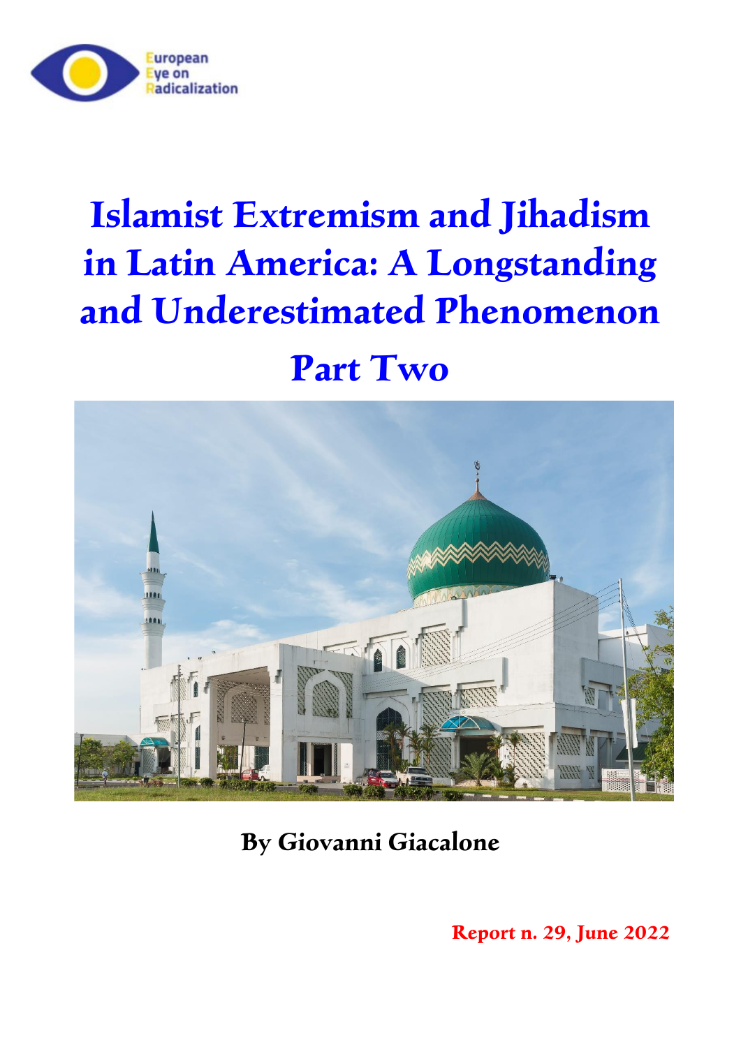European Eye on Radicalization

# Islamist Extremism and Jihadism in Latin America: A Longstanding and Underestimated Phenomenon

# Part Two

**By Giovanni Giacalone**

**Report n. 29, June 2022**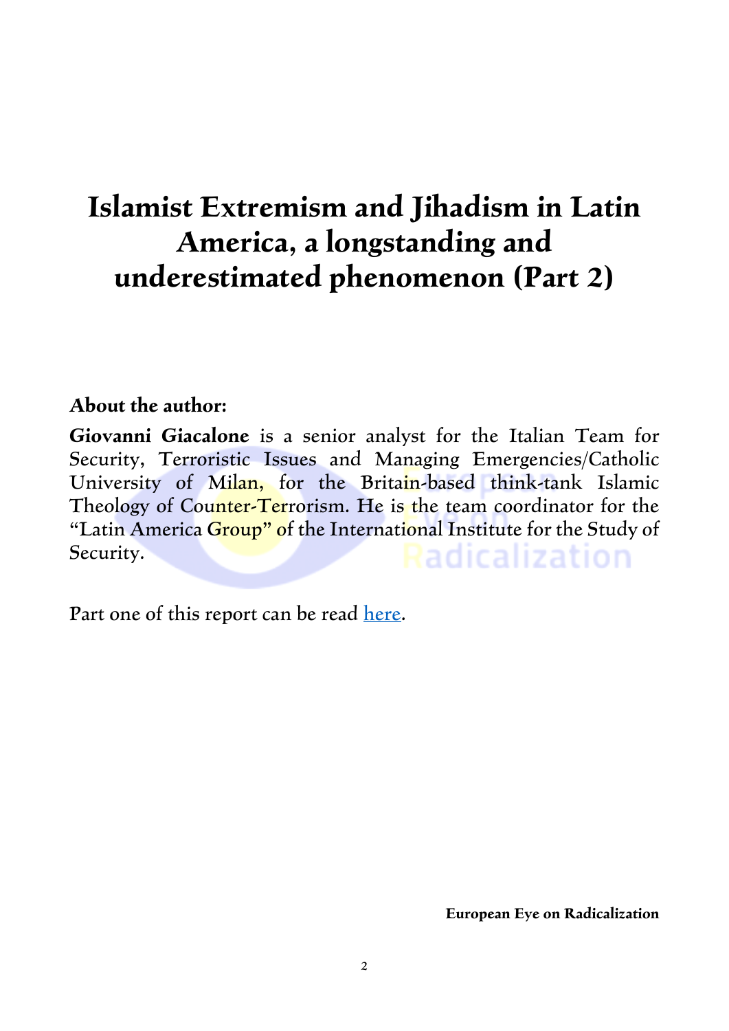# Islamist Extremism and Jihadism in Latin America, a longstanding and underestimated phenomenon (Part 2)

**About the author:**

**Giovanni Giacalone** is a senior analyst for the Italian Team for Security, Terroristic Issues and Managing Emergencies/Catholic University of Milan, for the Britain-based think-tank Islamic Theology of Counter-Terrorism. He is the team coordinator for the "Latin America Group" of the International Institute for the Study of Security.

Part one of this report can be read [here](here).

**European Eye on Radicalization**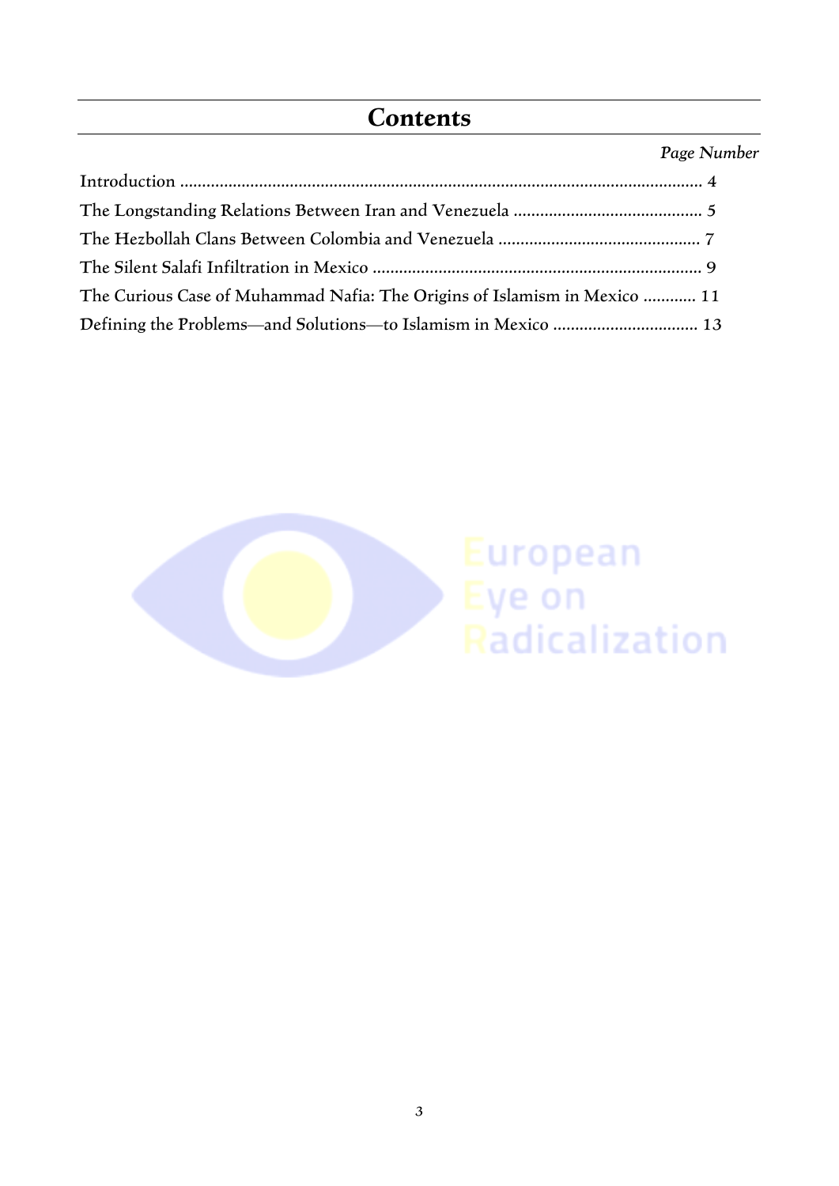# Contents

*Page Number*

Introduction ...................................................................................................................... 4

The Longstanding Relations Between Iran and Venezuela ........................................... 5

The Hezbollah Clans Between Colombia and Venezuela .............................................. 7

The Silent Salafi Infiltration in Mexico .......................................................................... 9

The Curious Case of Muhammad Nafia: The Origins of Islamism in Mexico ............ 11

Defining the Problems—and Solutions—to Islamism in Mexico ................................. 13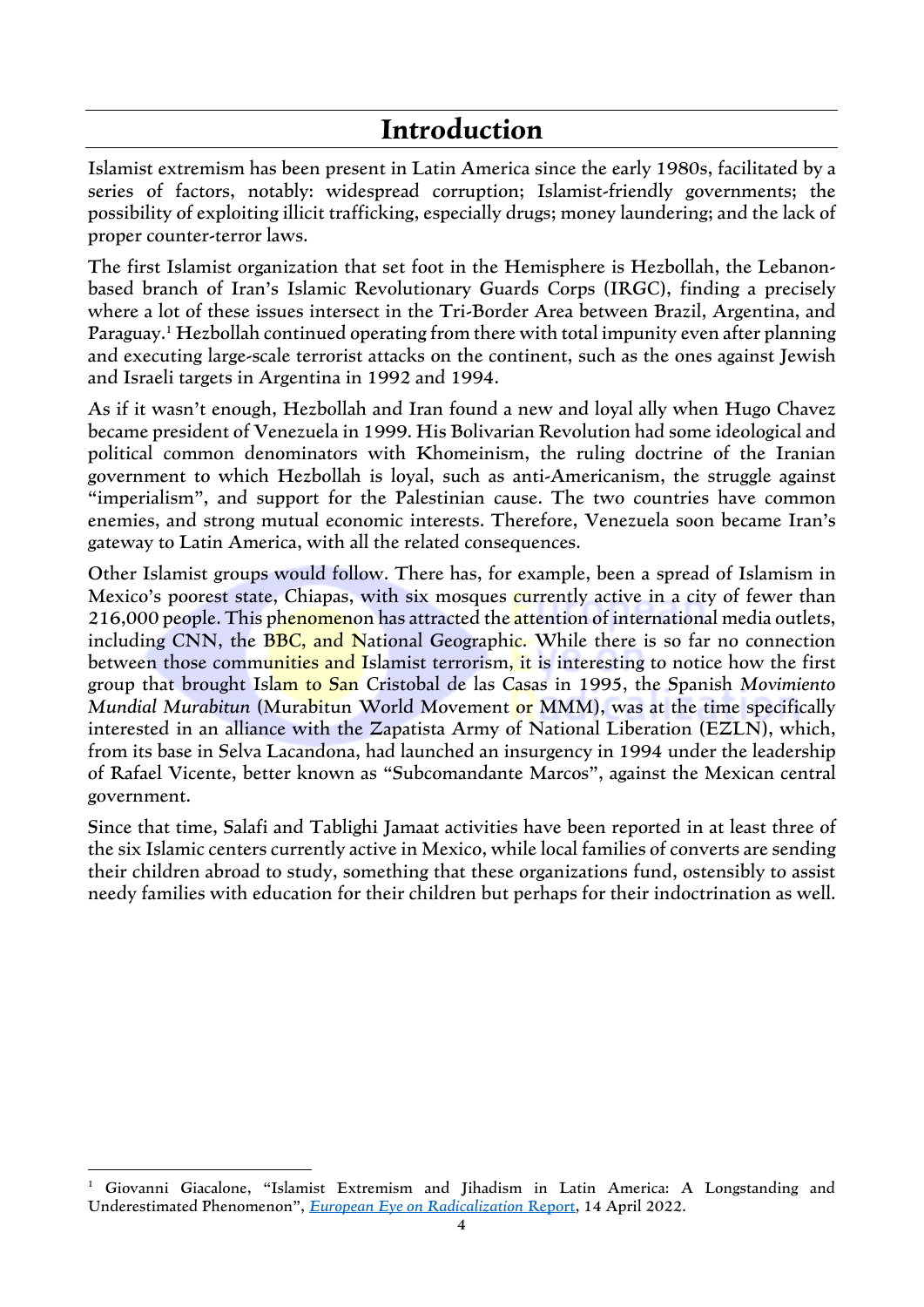# Introduction

Islamist extremism has been present in Latin America since the early 1980s, facilitated by a series of factors, notably: widespread corruption; Islamist-friendly governments; the possibility of exploiting illicit trafficking, especially drugs; money laundering; and the lack of proper counter-terror laws.

The first Islamist organization that set foot in the Hemisphere is Hezbollah, the Lebanon-based branch of Iran's Islamic Revolutionary Guards Corps (IRGC), finding a precisely where a lot of these issues intersect in the Tri-Border Area between Brazil, Argentina, and Paraguay.[1] Hezbollah continued operating from there with total impunity even after planning and executing large-scale terrorist attacks on the continent, such as the ones against Jewish and Israeli targets in Argentina in 1992 and 1994.

As if it wasn't enough, Hezbollah and Iran found a new and loyal ally when Hugo Chavez became president of Venezuela in 1999. His Bolivarian Revolution had some ideological and political common denominators with Khomeinism, the ruling doctrine of the Iranian government to which Hezbollah is loyal, such as anti-Americanism, the struggle against "imperialism", and support for the Palestinian cause. The two countries have common enemies, and strong mutual economic interests. Therefore, Venezuela soon became Iran's gateway to Latin America, with all the related consequences.

Other Islamist groups would follow. There has, for example, been a spread of Islamism in Mexico's poorest state, Chiapas, with six mosques currently active in a city of fewer than 216,000 people. This phenomenon has attracted the attention of international media outlets, including CNN, the BBC, and National Geographic. While there is so far no connection between those communities and Islamist terrorism, it is interesting to notice how the first group that brought Islam to San Cristobal de las Casas in 1995, the Spanish *Movimiento Mundial Murabitun* (Murabitun World Movement or MMM), was at the time specifically interested in an alliance with the Zapatista Army of National Liberation (EZLN), which, from its base in Selva Lacandona, had launched an insurgency in 1994 under the leadership of Rafael Vicente, better known as "Subcomandante Marcos", against the Mexican central government.

Since that time, Salafi and Tablighi Jamaat activities have been reported in at least three of the six Islamic centers currently active in Mexico, while local families of converts are sending their children abroad to study, something that these organizations fund, ostensibly to assist needy families with education for their children but perhaps for their indoctrination as well.

---

[1] Giovanni Giacalone, "Islamist Extremism and Jihadism in Latin America: A Longstanding and Underestimated Phenomenon", *European Eye on Radicalization* Report, 14 April 2022.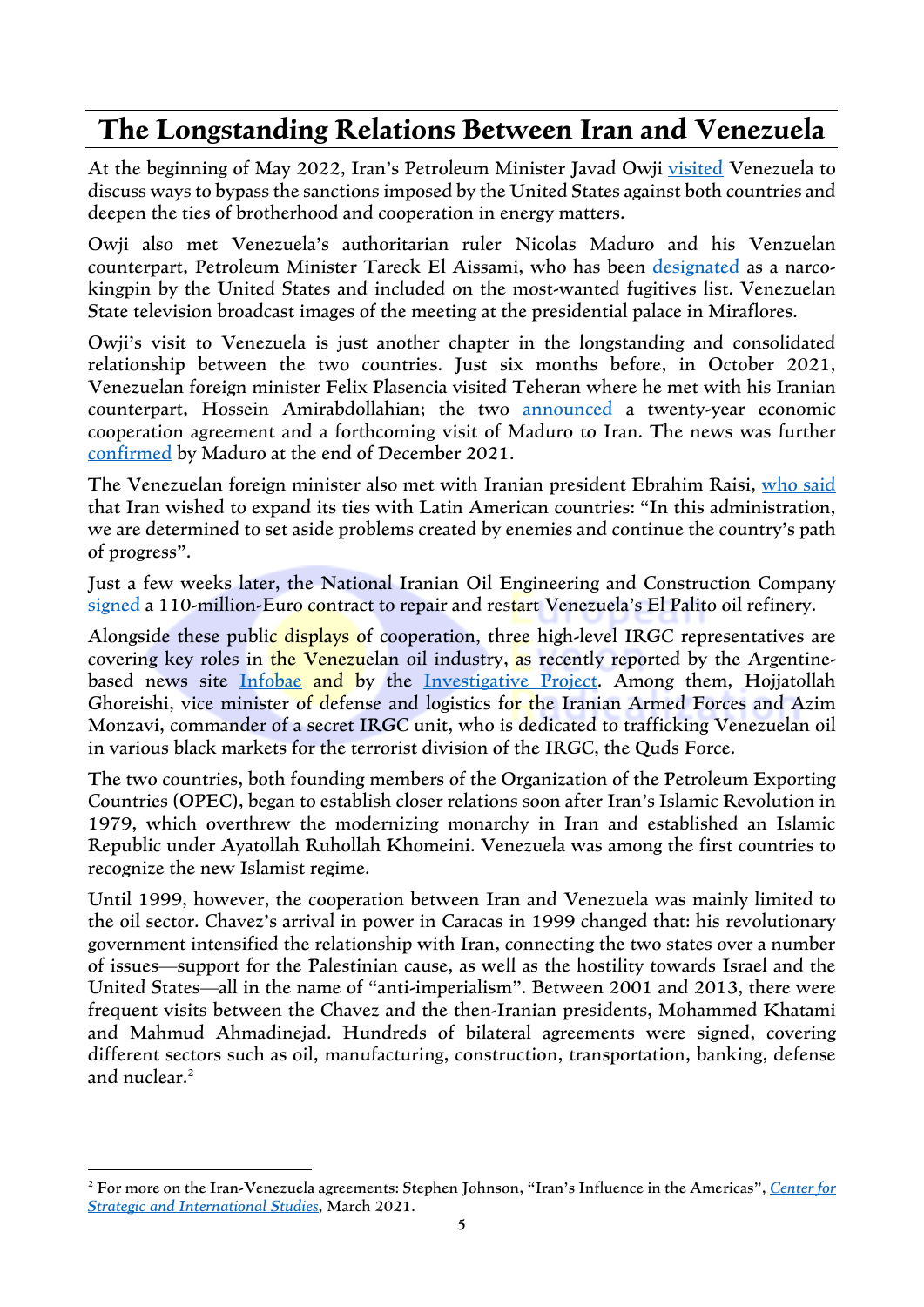## The Longstanding Relations Between Iran and Venezuela

At the beginning of May 2022, Iran's Petroleum Minister Javad Owji visited Venezuela to discuss ways to bypass the sanctions imposed by the United States against both countries and deepen the ties of brotherhood and cooperation in energy matters.

Owji also met Venezuela's authoritarian ruler Nicolas Maduro and his Venzuelan counterpart, Petroleum Minister Tareck El Aissami, who has been designated as a narco-kingpin by the United States and included on the most-wanted fugitives list. Venezuelan State television broadcast images of the meeting at the presidential palace in Miraflores.

Owji's visit to Venezuela is just another chapter in the longstanding and consolidated relationship between the two countries. Just six months before, in October 2021, Venezuelan foreign minister Felix Plasencia visited Teheran where he met with his Iranian counterpart, Hossein Amirabdollahian; the two announced a twenty-year economic cooperation agreement and a forthcoming visit of Maduro to Iran. The news was further confirmed by Maduro at the end of December 2021.

The Venezuelan foreign minister also met with Iranian president Ebrahim Raisi, who said that Iran wished to expand its ties with Latin American countries: "In this administration, we are determined to set aside problems created by enemies and continue the country's path of progress".

Just a few weeks later, the National Iranian Oil Engineering and Construction Company signed a 110-million-Euro contract to repair and restart Venezuela's El Palito oil refinery.

Alongside these public displays of cooperation, three high-level IRGC representatives are covering key roles in the Venezuelan oil industry, as recently reported by the Argentine-based news site Infobae and by the Investigative Project. Among them, Hojjatollah Ghoreishi, vice minister of defense and logistics for the Iranian Armed Forces and Azim Monzavi, commander of a secret IRGC unit, who is dedicated to trafficking Venezuelan oil in various black markets for the terrorist division of the IRGC, the Quds Force.

The two countries, both founding members of the Organization of the Petroleum Exporting Countries (OPEC), began to establish closer relations soon after Iran's Islamic Revolution in 1979, which overthrew the modernizing monarchy in Iran and established an Islamic Republic under Ayatollah Ruhollah Khomeini. Venezuela was among the first countries to recognize the new Islamist regime.

Until 1999, however, the cooperation between Iran and Venezuela was mainly limited to the oil sector. Chavez's arrival in power in Caracas in 1999 changed that: his revolutionary government intensified the relationship with Iran, connecting the two states over a number of issues—support for the Palestinian cause, as well as the hostility towards Israel and the United States—all in the name of "anti-imperialism". Between 2001 and 2013, there were frequent visits between the Chavez and the then-Iranian presidents, Mohammed Khatami and Mahmud Ahmadinejad. Hundreds of bilateral agreements were signed, covering different sectors such as oil, manufacturing, construction, transportation, banking, defense and nuclear.[2]

---

[2] For more on the Iran-Venezuela agreements: Stephen Johnson, "Iran's Influence in the Americas", *Center for Strategic and International Studies*, March 2021.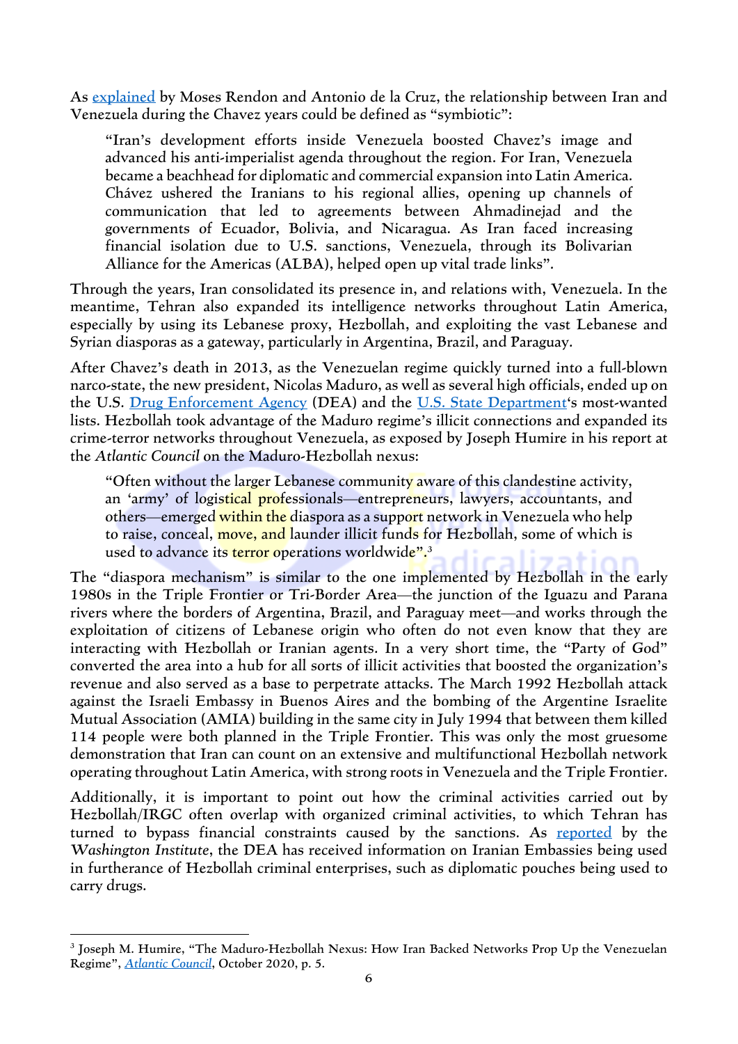As [explained](#) by Moses Rendon and Antonio de la Cruz, the relationship between Iran and Venezuela during the Chavez years could be defined as "symbiotic":

> "Iran's development efforts inside Venezuela boosted Chavez's image and advanced his anti-imperialist agenda throughout the region. For Iran, Venezuela became a beachhead for diplomatic and commercial expansion into Latin America. Chávez ushered the Iranians to his regional allies, opening up channels of communication that led to agreements between Ahmadinejad and the governments of Ecuador, Bolivia, and Nicaragua. As Iran faced increasing financial isolation due to U.S. sanctions, Venezuela, through its Bolivarian Alliance for the Americas (ALBA), helped open up vital trade links".

Through the years, Iran consolidated its presence in, and relations with, Venezuela. In the meantime, Tehran also expanded its intelligence networks throughout Latin America, especially by using its Lebanese proxy, Hezbollah, and exploiting the vast Lebanese and Syrian diasporas as a gateway, particularly in Argentina, Brazil, and Paraguay.

After Chavez's death in 2013, as the Venezuelan regime quickly turned into a full-blown narco-state, the new president, Nicolas Maduro, as well as several high officials, ended up on the U.S. [Drug Enforcement Agency](#) (DEA) and the [U.S. State Department](#)'s most-wanted lists. Hezbollah took advantage of the Maduro regime's illicit connections and expanded its crime-terror networks throughout Venezuela, as exposed by Joseph Humire in his report at the *Atlantic Council* on the Maduro-Hezbollah nexus:

> "Often without the larger Lebanese community aware of this clandestine activity, an 'army' of logistical professionals—entrepreneurs, lawyers, accountants, and others—emerged within the diaspora as a support network in Venezuela who help to raise, conceal, move, and launder illicit funds for Hezbollah, some of which is used to advance its terror operations worldwide".[3]

The "diaspora mechanism" is similar to the one implemented by Hezbollah in the early 1980s in the Triple Frontier or Tri-Border Area—the junction of the Iguazu and Parana rivers where the borders of Argentina, Brazil, and Paraguay meet—and works through the exploitation of citizens of Lebanese origin who often do not even know that they are interacting with Hezbollah or Iranian agents. In a very short time, the "Party of God" converted the area into a hub for all sorts of illicit activities that boosted the organization's revenue and also served as a base to perpetrate attacks. The March 1992 Hezbollah attack against the Israeli Embassy in Buenos Aires and the bombing of the Argentine Israelite Mutual Association (AMIA) building in the same city in July 1994 that between them killed 114 people were both planned in the Triple Frontier. This was only the most gruesome demonstration that Iran can count on an extensive and multifunctional Hezbollah network operating throughout Latin America, with strong roots in Venezuela and the Triple Frontier.

Additionally, it is important to point out how the criminal activities carried out by Hezbollah/IRGC often overlap with organized criminal activities, to which Tehran has turned to bypass financial constraints caused by the sanctions. As [reported](#) by the *Washington Institute*, the DEA has received information on Iranian Embassies being used in furtherance of Hezbollah criminal enterprises, such as diplomatic pouches being used to carry drugs.

---

[3] Joseph M. Humire, "The Maduro-Hezbollah Nexus: How Iran Backed Networks Prop Up the Venezuelan Regime", *[Atlantic Council](#)*, October 2020, p. 5.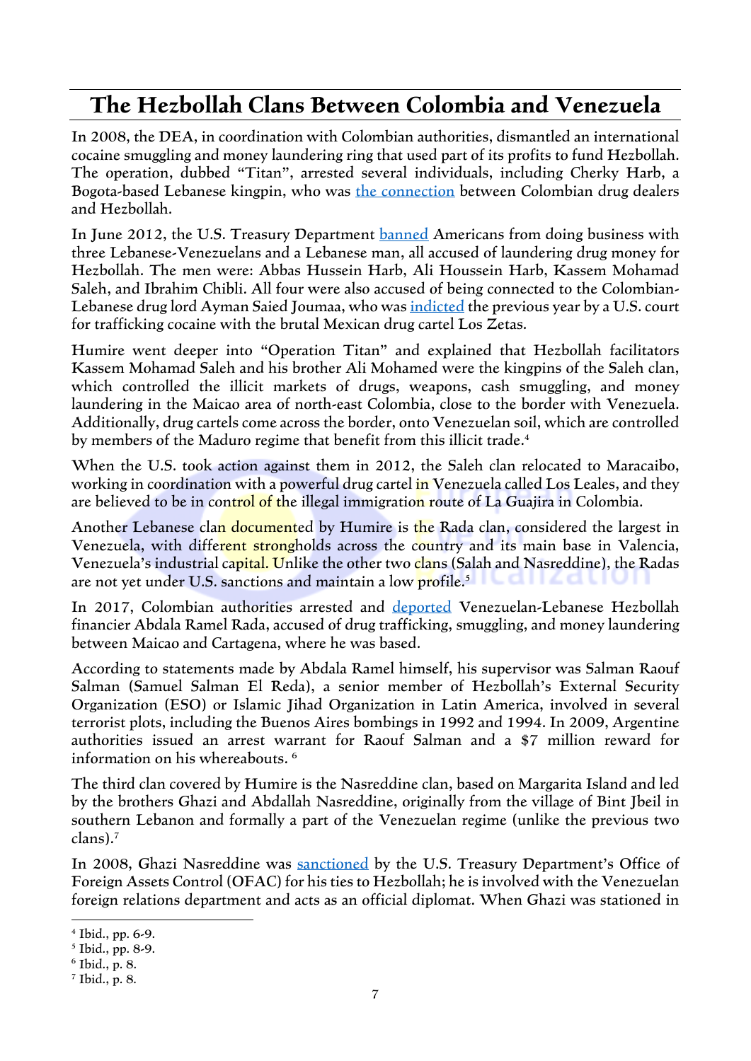# The Hezbollah Clans Between Colombia and Venezuela

In 2008, the DEA, in coordination with Colombian authorities, dismantled an international cocaine smuggling and money laundering ring that used part of its profits to fund Hezbollah. The operation, dubbed "Titan", arrested several individuals, including Cherky Harb, a Bogota-based Lebanese kingpin, who was the connection between Colombian drug dealers and Hezbollah.

In June 2012, the U.S. Treasury Department banned Americans from doing business with three Lebanese-Venezuelans and a Lebanese man, all accused of laundering drug money for Hezbollah. The men were: Abbas Hussein Harb, Ali Houssein Harb, Kassem Mohamad Saleh, and Ibrahim Chibli. All four were also accused of being connected to the Colombian-Lebanese drug lord Ayman Saied Joumaa, who was indicted the previous year by a U.S. court for trafficking cocaine with the brutal Mexican drug cartel Los Zetas.

Humire went deeper into "Operation Titan" and explained that Hezbollah facilitators Kassem Mohamad Saleh and his brother Ali Mohamed were the kingpins of the Saleh clan, which controlled the illicit markets of drugs, weapons, cash smuggling, and money laundering in the Maicao area of north-east Colombia, close to the border with Venezuela. Additionally, drug cartels come across the border, onto Venezuelan soil, which are controlled by members of the Maduro regime that benefit from this illicit trade.[4]

When the U.S. took action against them in 2012, the Saleh clan relocated to Maracaibo, working in coordination with a powerful drug cartel in Venezuela called Los Leales, and they are believed to be in control of the illegal immigration route of La Guajira in Colombia.

Another Lebanese clan documented by Humire is the Rada clan, considered the largest in Venezuela, with different strongholds across the country and its main base in Valencia, Venezuela's industrial capital. Unlike the other two clans (Salah and Nasreddine), the Radas are not yet under U.S. sanctions and maintain a low profile.[5]

In 2017, Colombian authorities arrested and deported Venezuelan-Lebanese Hezbollah financier Abdala Ramel Rada, accused of drug trafficking, smuggling, and money laundering between Maicao and Cartagena, where he was based.

According to statements made by Abdala Ramel himself, his supervisor was Salman Raouf Salman (Samuel Salman El Reda), a senior member of Hezbollah's External Security Organization (ESO) or Islamic Jihad Organization in Latin America, involved in several terrorist plots, including the Buenos Aires bombings in 1992 and 1994. In 2009, Argentine authorities issued an arrest warrant for Raouf Salman and a $7 million reward for information on his whereabouts.[6]

The third clan covered by Humire is the Nasreddine clan, based on Margarita Island and led by the brothers Ghazi and Abdallah Nasreddine, originally from the village of Bint Jbeil in southern Lebanon and formally a part of the Venezuelan regime (unlike the previous two clans).[7]

In 2008, Ghazi Nasreddine was sanctioned by the U.S. Treasury Department's Office of Foreign Assets Control (OFAC) for his ties to Hezbollah; he is involved with the Venezuelan foreign relations department and acts as an official diplomat. When Ghazi was stationed in

---

[4] Ibid., pp. 6-9.
[5] Ibid., pp. 8-9.
[6] Ibid., p. 8.
[7] Ibid., p. 8.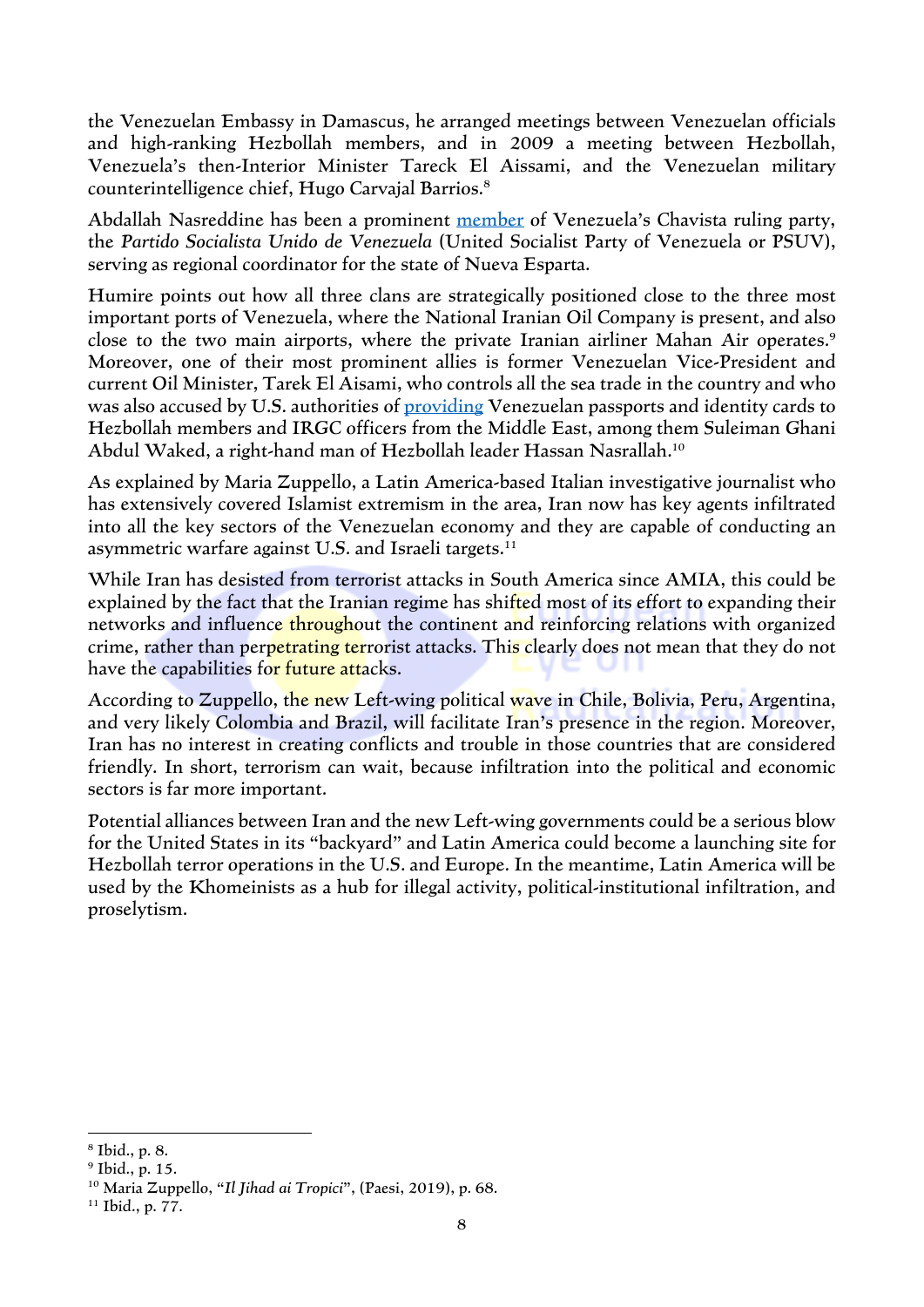the Venezuelan Embassy in Damascus, he arranged meetings between Venezuelan officials and high-ranking Hezbollah members, and in 2009 a meeting between Hezbollah, Venezuela's then-Interior Minister Tareck El Aissami, and the Venezuelan military counterintelligence chief, Hugo Carvajal Barrios.[8]

Abdallah Nasreddine has been a prominent member of Venezuela's Chavista ruling party, the *Partido Socialista Unido de Venezuela* (United Socialist Party of Venezuela or PSUV), serving as regional coordinator for the state of Nueva Esparta.

Humire points out how all three clans are strategically positioned close to the three most important ports of Venezuela, where the National Iranian Oil Company is present, and also close to the two main airports, where the private Iranian airliner Mahan Air operates.[9] Moreover, one of their most prominent allies is former Venezuelan Vice-President and current Oil Minister, Tarek El Aisami, who controls all the sea trade in the country and who was also accused by U.S. authorities of providing Venezuelan passports and identity cards to Hezbollah members and IRGC officers from the Middle East, among them Suleiman Ghani Abdul Waked, a right-hand man of Hezbollah leader Hassan Nasrallah.[10]

As explained by Maria Zuppello, a Latin America-based Italian investigative journalist who has extensively covered Islamist extremism in the area, Iran now has key agents infiltrated into all the key sectors of the Venezuelan economy and they are capable of conducting an asymmetric warfare against U.S. and Israeli targets.[11]

While Iran has desisted from terrorist attacks in South America since AMIA, this could be explained by the fact that the Iranian regime has shifted most of its effort to expanding their networks and influence throughout the continent and reinforcing relations with organized crime, rather than perpetrating terrorist attacks. This clearly does not mean that they do not have the capabilities for future attacks.

According to Zuppello, the new Left-wing political wave in Chile, Bolivia, Peru, Argentina, and very likely Colombia and Brazil, will facilitate Iran's presence in the region. Moreover, Iran has no interest in creating conflicts and trouble in those countries that are considered friendly. In short, terrorism can wait, because infiltration into the political and economic sectors is far more important.

Potential alliances between Iran and the new Left-wing governments could be a serious blow for the United States in its "backyard" and Latin America could become a launching site for Hezbollah terror operations in the U.S. and Europe. In the meantime, Latin America will be used by the Khomeinists as a hub for illegal activity, political-institutional infiltration, and proselytism.

---

[8] Ibid., p. 8.

[9] Ibid., p. 15.

[10] Maria Zuppello, "*Il Jihad ai Tropici*", (Paesi, 2019), p. 68.

[11] Ibid., p. 77.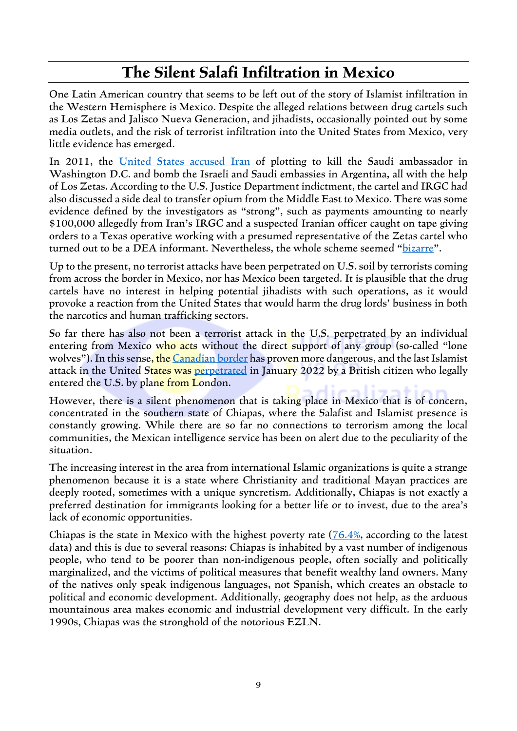# The Silent Salafi Infiltration in Mexico

One Latin American country that seems to be left out of the story of Islamist infiltration in the Western Hemisphere is Mexico. Despite the alleged relations between drug cartels such as Los Zetas and Jalisco Nueva Generacion, and jihadists, occasionally pointed out by some media outlets, and the risk of terrorist infiltration into the United States from Mexico, very little evidence has emerged.

In 2011, the United States accused Iran of plotting to kill the Saudi ambassador in Washington D.C. and bomb the Israeli and Saudi embassies in Argentina, all with the help of Los Zetas. According to the U.S. Justice Department indictment, the cartel and IRGC had also discussed a side deal to transfer opium from the Middle East to Mexico. There was some evidence defined by the investigators as "strong", such as payments amounting to nearly $100,000 allegedly from Iran's IRGC and a suspected Iranian officer caught on tape giving orders to a Texas operative working with a presumed representative of the Zetas cartel who turned out to be a DEA informant. Nevertheless, the whole scheme seemed "bizarre".

Up to the present, no terrorist attacks have been perpetrated on U.S. soil by terrorists coming from across the border in Mexico, nor has Mexico been targeted. It is plausible that the drug cartels have no interest in helping potential jihadists with such operations, as it would provoke a reaction from the United States that would harm the drug lords' business in both the narcotics and human trafficking sectors.

So far there has also not been a terrorist attack in the U.S. perpetrated by an individual entering from Mexico who acts without the direct support of any group (so-called "lone wolves"). In this sense, the Canadian border has proven more dangerous, and the last Islamist attack in the United States was perpetrated in January 2022 by a British citizen who legally entered the U.S. by plane from London.

However, there is a silent phenomenon that is taking place in Mexico that is of concern, concentrated in the southern state of Chiapas, where the Salafist and Islamist presence is constantly growing. While there are so far no connections to terrorism among the local communities, the Mexican intelligence service has been on alert due to the peculiarity of the situation.

The increasing interest in the area from international Islamic organizations is quite a strange phenomenon because it is a state where Christianity and traditional Mayan practices are deeply rooted, sometimes with a unique syncretism. Additionally, Chiapas is not exactly a preferred destination for immigrants looking for a better life or to invest, due to the area's lack of economic opportunities.

Chiapas is the state in Mexico with the highest poverty rate (76.4%, according to the latest data) and this is due to several reasons: Chiapas is inhabited by a vast number of indigenous people, who tend to be poorer than non-indigenous people, often socially and politically marginalized, and the victims of political measures that benefit wealthy land owners. Many of the natives only speak indigenous languages, not Spanish, which creates an obstacle to political and economic development. Additionally, geography does not help, as the arduous mountainous area makes economic and industrial development very difficult. In the early 1990s, Chiapas was the stronghold of the notorious EZLN.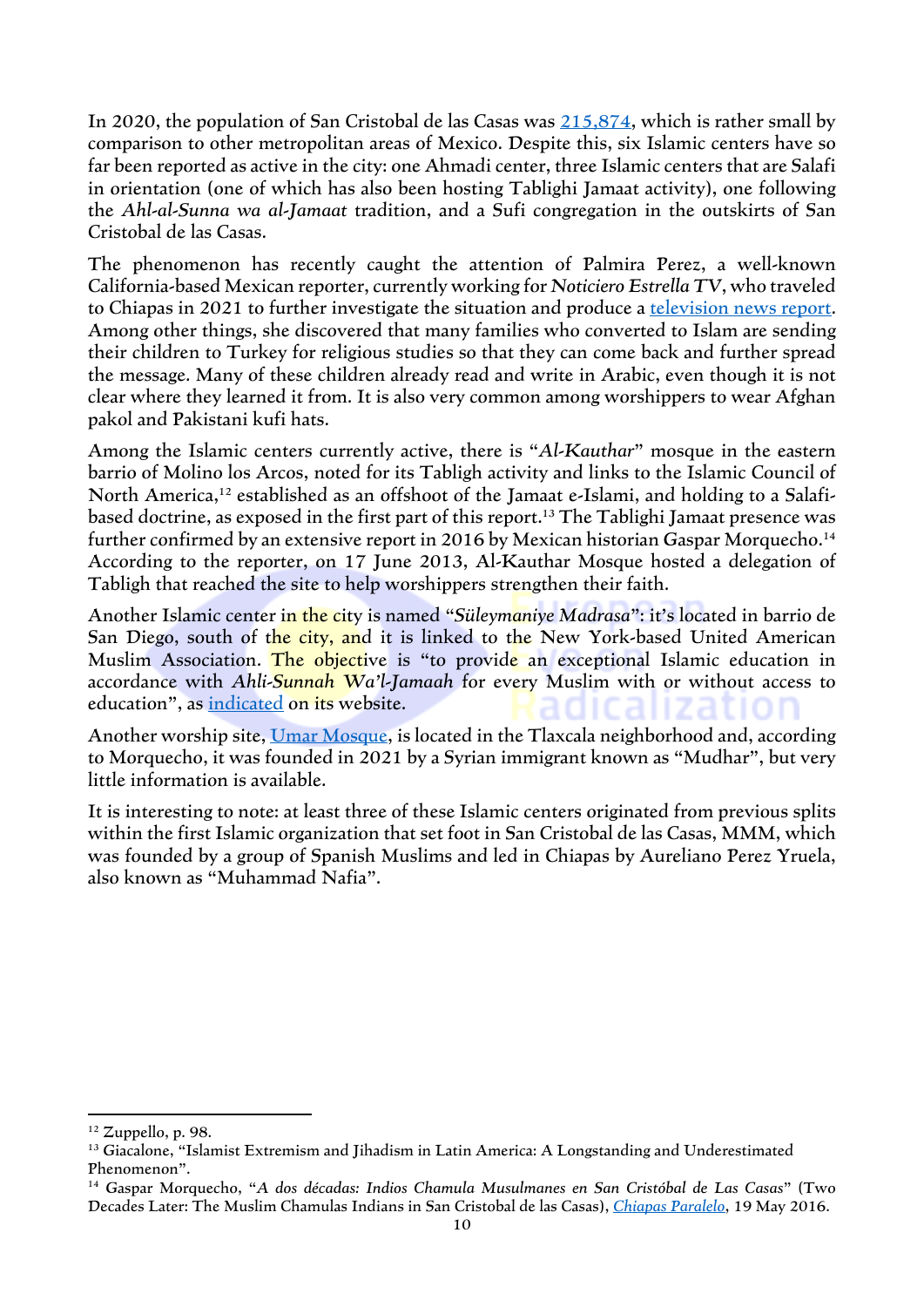In 2020, the population of San Cristobal de las Casas was 215,874, which is rather small by comparison to other metropolitan areas of Mexico. Despite this, six Islamic centers have so far been reported as active in the city: one Ahmadi center, three Islamic centers that are Salafi in orientation (one of which has also been hosting Tablighi Jamaat activity), one following the *Ahl-al-Sunna wa al-Jamaat* tradition, and a Sufi congregation in the outskirts of San Cristobal de las Casas.

The phenomenon has recently caught the attention of Palmira Perez, a well-known California-based Mexican reporter, currently working for *Noticiero Estrella TV*, who traveled to Chiapas in 2021 to further investigate the situation and produce a television news report. Among other things, she discovered that many families who converted to Islam are sending their children to Turkey for religious studies so that they can come back and further spread the message. Many of these children already read and write in Arabic, even though it is not clear where they learned it from. It is also very common among worshippers to wear Afghan pakol and Pakistani kufi hats.

Among the Islamic centers currently active, there is "*Al-Kauthar*" mosque in the eastern barrio of Molino los Arcos, noted for its Tabligh activity and links to the Islamic Council of North America,[12] established as an offshoot of the Jamaat e-Islami, and holding to a Salafi-based doctrine, as exposed in the first part of this report.[13] The Tablighi Jamaat presence was further confirmed by an extensive report in 2016 by Mexican historian Gaspar Morquecho.[14] According to the reporter, on 17 June 2013, Al-Kauthar Mosque hosted a delegation of Tabligh that reached the site to help worshippers strengthen their faith.

Another Islamic center in the city is named "*Süleymaniye Madrasa*": it's located in barrio de San Diego, south of the city, and it is linked to the New York-based United American Muslim Association. The objective is "to provide an exceptional Islamic education in accordance with *Ahli-Sunnah Wa'l-Jamaah* for every Muslim with or without access to education", as indicated on its website.

Another worship site, Umar Mosque, is located in the Tlaxcala neighborhood and, according to Morquecho, it was founded in 2021 by a Syrian immigrant known as "Mudhar", but very little information is available.

It is interesting to note: at least three of these Islamic centers originated from previous splits within the first Islamic organization that set foot in San Cristobal de las Casas, MMM, which was founded by a group of Spanish Muslims and led in Chiapas by Aureliano Perez Yruela, also known as "Muhammad Nafia".

---

[12] Zuppello, p. 98.

[13] Giacalone, "Islamist Extremism and Jihadism in Latin America: A Longstanding and Underestimated Phenomenon".

[14] Gaspar Morquecho, "*A dos décadas: Indios Chamula Musulmanes en San Cristóbal de Las Casas*" (Two Decades Later: The Muslim Chamulas Indians in San Cristobal de las Casas), *Chiapas Paralelo*, 19 May 2016.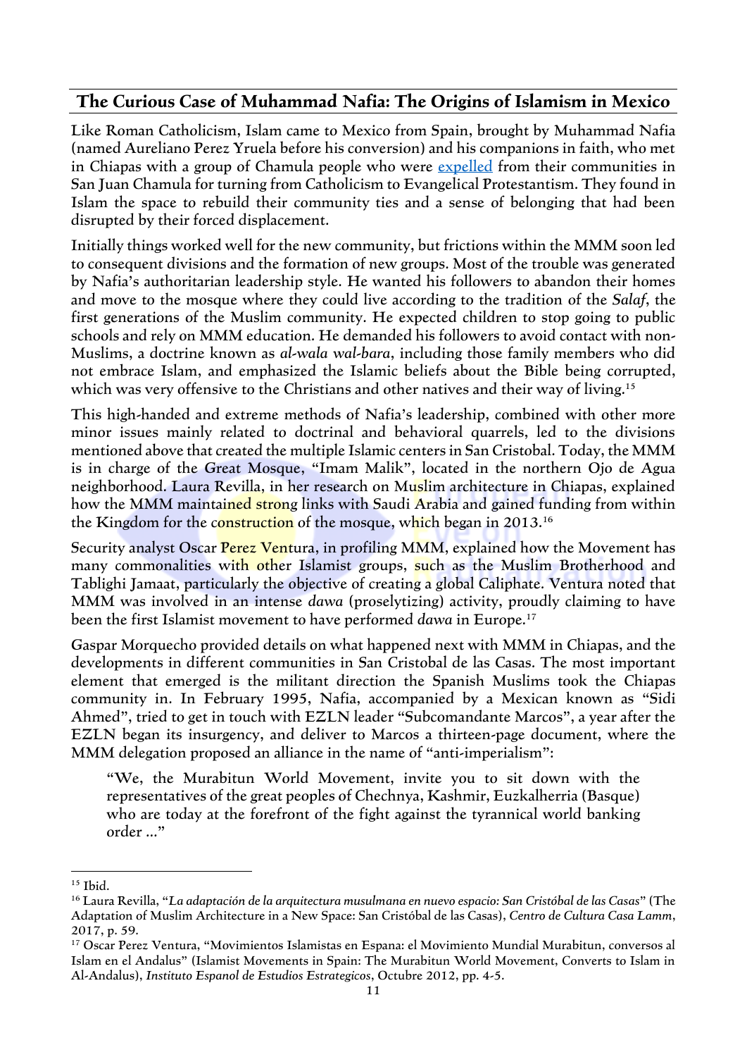## The Curious Case of Muhammad Nafia: The Origins of Islamism in Mexico

Like Roman Catholicism, Islam came to Mexico from Spain, brought by Muhammad Nafia (named Aureliano Perez Yruela before his conversion) and his companions in faith, who met in Chiapas with a group of Chamula people who were expelled from their communities in San Juan Chamula for turning from Catholicism to Evangelical Protestantism. They found in Islam the space to rebuild their community ties and a sense of belonging that had been disrupted by their forced displacement.

Initially things worked well for the new community, but frictions within the MMM soon led to consequent divisions and the formation of new groups. Most of the trouble was generated by Nafia's authoritarian leadership style. He wanted his followers to abandon their homes and move to the mosque where they could live according to the tradition of the *Salaf*, the first generations of the Muslim community. He expected children to stop going to public schools and rely on MMM education. He demanded his followers to avoid contact with non-Muslims, a doctrine known as *al-wala wal-bara*, including those family members who did not embrace Islam, and emphasized the Islamic beliefs about the Bible being corrupted, which was very offensive to the Christians and other natives and their way of living.[15]

This high-handed and extreme methods of Nafia's leadership, combined with other more minor issues mainly related to doctrinal and behavioral quarrels, led to the divisions mentioned above that created the multiple Islamic centers in San Cristobal. Today, the MMM is in charge of the Great Mosque, "Imam Malik", located in the northern Ojo de Agua neighborhood. Laura Revilla, in her research on Muslim architecture in Chiapas, explained how the MMM maintained strong links with Saudi Arabia and gained funding from within the Kingdom for the construction of the mosque, which began in 2013.[16]

Security analyst Oscar Perez Ventura, in profiling MMM, explained how the Movement has many commonalities with other Islamist groups, such as the Muslim Brotherhood and Tablighi Jamaat, particularly the objective of creating a global Caliphate. Ventura noted that MMM was involved in an intense *dawa* (proselytizing) activity, proudly claiming to have been the first Islamist movement to have performed *dawa* in Europe.[17]

Gaspar Morquecho provided details on what happened next with MMM in Chiapas, and the developments in different communities in San Cristobal de las Casas. The most important element that emerged is the militant direction the Spanish Muslims took the Chiapas community in. In February 1995, Nafia, accompanied by a Mexican known as "Sidi Ahmed", tried to get in touch with EZLN leader "Subcomandante Marcos", a year after the EZLN began its insurgency, and deliver to Marcos a thirteen-page document, where the MMM delegation proposed an alliance in the name of "anti-imperialism":

> "We, the Murabitun World Movement, invite you to sit down with the representatives of the great peoples of Chechnya, Kashmir, Euzkalherria (Basque) who are today at the forefront of the fight against the tyrannical world banking order ..."

---

[15] Ibid.

[16] Laura Revilla, "*La adaptación de la arquitectura musulmana en nuevo espacio: San Cristóbal de las Casas*" (The Adaptation of Muslim Architecture in a New Space: San Cristóbal de las Casas), *Centro de Cultura Casa Lamm*, 2017, p. 59.

[17] Oscar Perez Ventura, "Movimientos Islamistas en Espana: el Movimiento Mundial Murabitun, conversos al Islam en el Andalus" (Islamist Movements in Spain: The Murabitun World Movement, Converts to Islam in Al-Andalus), *Instituto Espanol de Estudios Estrategicos*, Octubre 2012, pp. 4-5.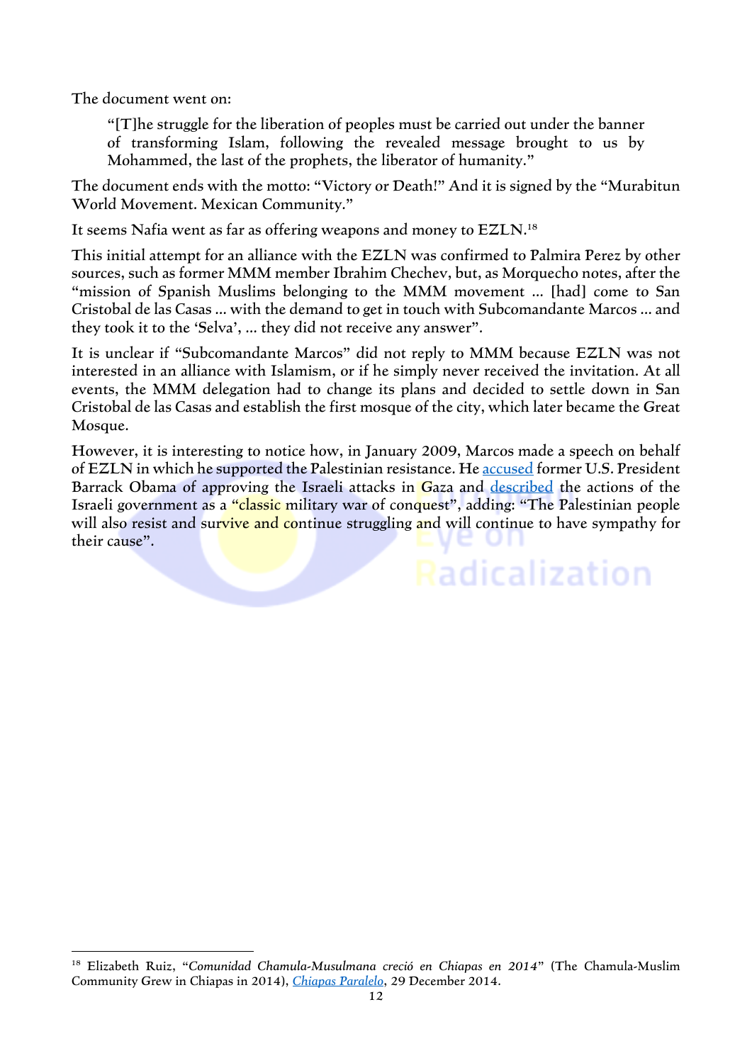The document went on:

> "[T]he struggle for the liberation of peoples must be carried out under the banner of transforming Islam, following the revealed message brought to us by Mohammed, the last of the prophets, the liberator of humanity."

The document ends with the motto: "Victory or Death!" And it is signed by the "Murabitun World Movement. Mexican Community."

It seems Nafia went as far as offering weapons and money to EZLN.[18]

This initial attempt for an alliance with the EZLN was confirmed to Palmira Perez by other sources, such as former MMM member Ibrahim Chechev, but, as Morquecho notes, after the "mission of Spanish Muslims belonging to the MMM movement … [had] come to San Cristobal de las Casas … with the demand to get in touch with Subcomandante Marcos … and they took it to the 'Selva', … they did not receive any answer".

It is unclear if "Subcomandante Marcos" did not reply to MMM because EZLN was not interested in an alliance with Islamism, or if he simply never received the invitation. At all events, the MMM delegation had to change its plans and decided to settle down in San Cristobal de las Casas and establish the first mosque of the city, which later became the Great Mosque.

However, it is interesting to notice how, in January 2009, Marcos made a speech on behalf of EZLN in which he supported the Palestinian resistance. He accused former U.S. President Barrack Obama of approving the Israeli attacks in Gaza and described the actions of the Israeli government as a "classic military war of conquest", adding: "The Palestinian people will also resist and survive and continue struggling and will continue to have sympathy for their cause".

---

[18] Elizabeth Ruiz, "*Comunidad Chamula-Musulmana creció en Chiapas en 2014*" (The Chamula-Muslim Community Grew in Chiapas in 2014), *Chiapas Paralelo*, 29 December 2014.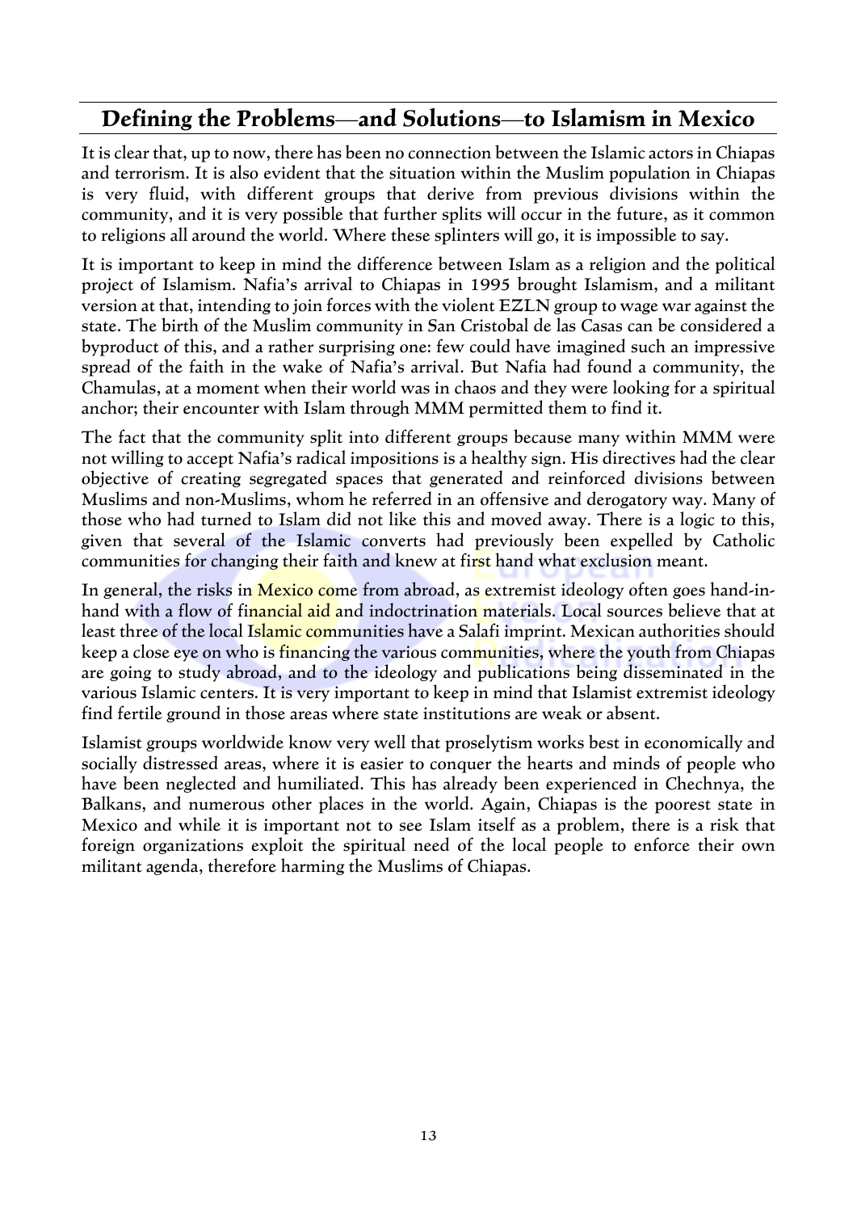## Defining the Problems—and Solutions—to Islamism in Mexico

It is clear that, up to now, there has been no connection between the Islamic actors in Chiapas and terrorism. It is also evident that the situation within the Muslim population in Chiapas is very fluid, with different groups that derive from previous divisions within the community, and it is very possible that further splits will occur in the future, as it common to religions all around the world. Where these splinters will go, it is impossible to say.

It is important to keep in mind the difference between Islam as a religion and the political project of Islamism. Nafia's arrival to Chiapas in 1995 brought Islamism, and a militant version at that, intending to join forces with the violent EZLN group to wage war against the state. The birth of the Muslim community in San Cristobal de las Casas can be considered a byproduct of this, and a rather surprising one: few could have imagined such an impressive spread of the faith in the wake of Nafia's arrival. But Nafia had found a community, the Chamulas, at a moment when their world was in chaos and they were looking for a spiritual anchor; their encounter with Islam through MMM permitted them to find it.

The fact that the community split into different groups because many within MMM were not willing to accept Nafia's radical impositions is a healthy sign. His directives had the clear objective of creating segregated spaces that generated and reinforced divisions between Muslims and non-Muslims, whom he referred in an offensive and derogatory way. Many of those who had turned to Islam did not like this and moved away. There is a logic to this, given that several of the Islamic converts had previously been expelled by Catholic communities for changing their faith and knew at first hand what exclusion meant.

In general, the risks in Mexico come from abroad, as extremist ideology often goes hand-in-hand with a flow of financial aid and indoctrination materials. Local sources believe that at least three of the local Islamic communities have a Salafi imprint. Mexican authorities should keep a close eye on who is financing the various communities, where the youth from Chiapas are going to study abroad, and to the ideology and publications being disseminated in the various Islamic centers. It is very important to keep in mind that Islamist extremist ideology find fertile ground in those areas where state institutions are weak or absent.

Islamist groups worldwide know very well that proselytism works best in economically and socially distressed areas, where it is easier to conquer the hearts and minds of people who have been neglected and humiliated. This has already been experienced in Chechnya, the Balkans, and numerous other places in the world. Again, Chiapas is the poorest state in Mexico and while it is important not to see Islam itself as a problem, there is a risk that foreign organizations exploit the spiritual need of the local people to enforce their own militant agenda, therefore harming the Muslims of Chiapas.